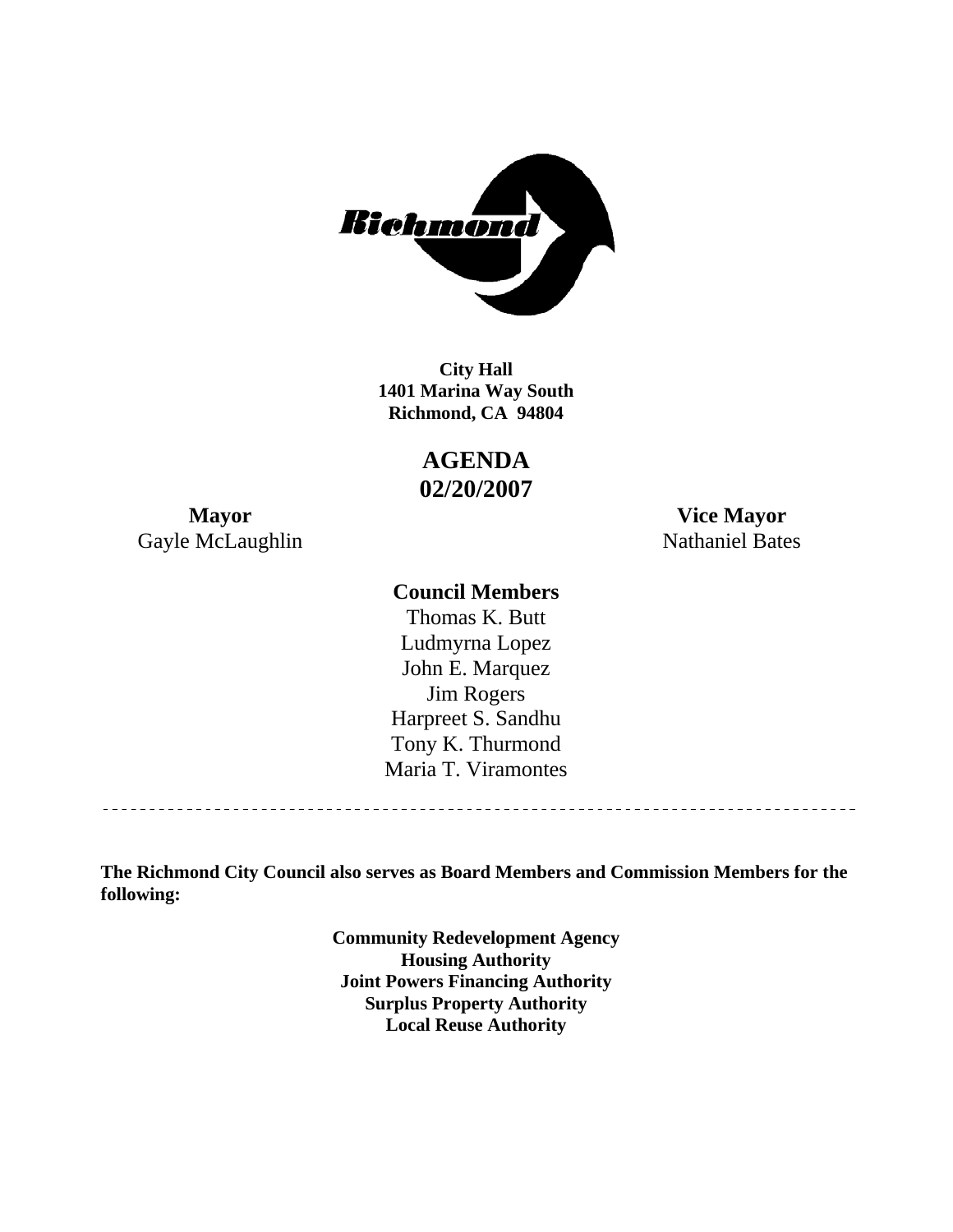Richmond

**City Hall**
**1401 Marina Way South**
**Richmond, CA 94804**

# AGENDA
# 02/20/2007

**Mayor**
Gayle McLaughlin

**Vice Mayor**
Nathaniel Bates

**Council Members**
Thomas K. Butt
Ludmyrna Lopez
John E. Marquez
Jim Rogers
Harpreet S. Sandhu
Tony K. Thurmond
Maria T. Viramontes

---

**The Richmond City Council also serves as Board Members and Commission Members for the following:**

**Community Redevelopment Agency**
**Housing Authority**
**Joint Powers Financing Authority**
**Surplus Property Authority**
**Local Reuse Authority**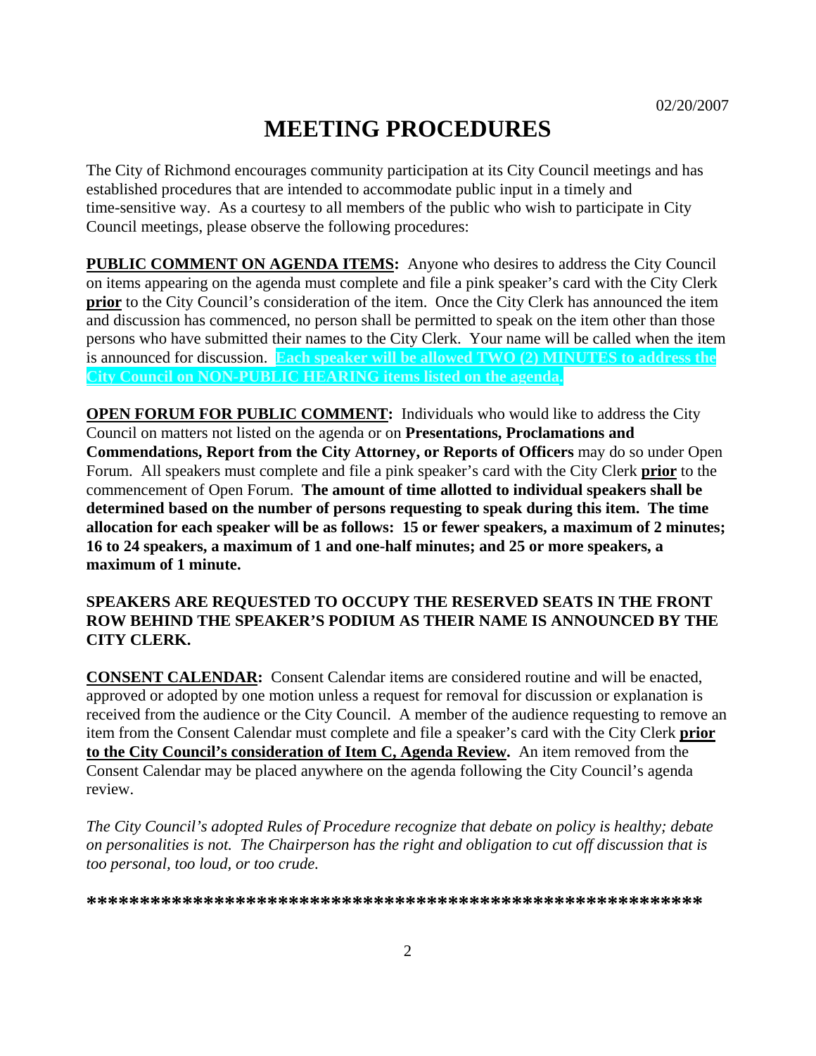02/20/2007

# MEETING PROCEDURES

The City of Richmond encourages community participation at its City Council meetings and has established procedures that are intended to accommodate public input in a timely and time-sensitive way. As a courtesy to all members of the public who wish to participate in City Council meetings, please observe the following procedures:

**PUBLIC COMMENT ON AGENDA ITEMS:** Anyone who desires to address the City Council on items appearing on the agenda must complete and file a pink speaker's card with the City Clerk **prior** to the City Council's consideration of the item. Once the City Clerk has announced the item and discussion has commenced, no person shall be permitted to speak on the item other than those persons who have submitted their names to the City Clerk. Your name will be called when the item is announced for discussion. **Each speaker will be allowed TWO (2) MINUTES to address the City Council on NON-PUBLIC HEARING items listed on the agenda.**

**OPEN FORUM FOR PUBLIC COMMENT:** Individuals who would like to address the City Council on matters not listed on the agenda or on **Presentations, Proclamations and Commendations, Report from the City Attorney, or Reports of Officers** may do so under Open Forum. All speakers must complete and file a pink speaker's card with the City Clerk **prior** to the commencement of Open Forum. **The amount of time allotted to individual speakers shall be determined based on the number of persons requesting to speak during this item. The time allocation for each speaker will be as follows: 15 or fewer speakers, a maximum of 2 minutes; 16 to 24 speakers, a maximum of 1 and one-half minutes; and 25 or more speakers, a maximum of 1 minute.**

**SPEAKERS ARE REQUESTED TO OCCUPY THE RESERVED SEATS IN THE FRONT ROW BEHIND THE SPEAKER'S PODIUM AS THEIR NAME IS ANNOUNCED BY THE CITY CLERK.**

**CONSENT CALENDAR:** Consent Calendar items are considered routine and will be enacted, approved or adopted by one motion unless a request for removal for discussion or explanation is received from the audience or the City Council. A member of the audience requesting to remove an item from the Consent Calendar must complete and file a speaker's card with the City Clerk **prior to the City Council's consideration of Item C, Agenda Review.** An item removed from the Consent Calendar may be placed anywhere on the agenda following the City Council's agenda review.

*The City Council's adopted Rules of Procedure recognize that debate on policy is healthy; debate on personalities is not. The Chairperson has the right and obligation to cut off discussion that is too personal, too loud, or too crude.*

*****************************************************************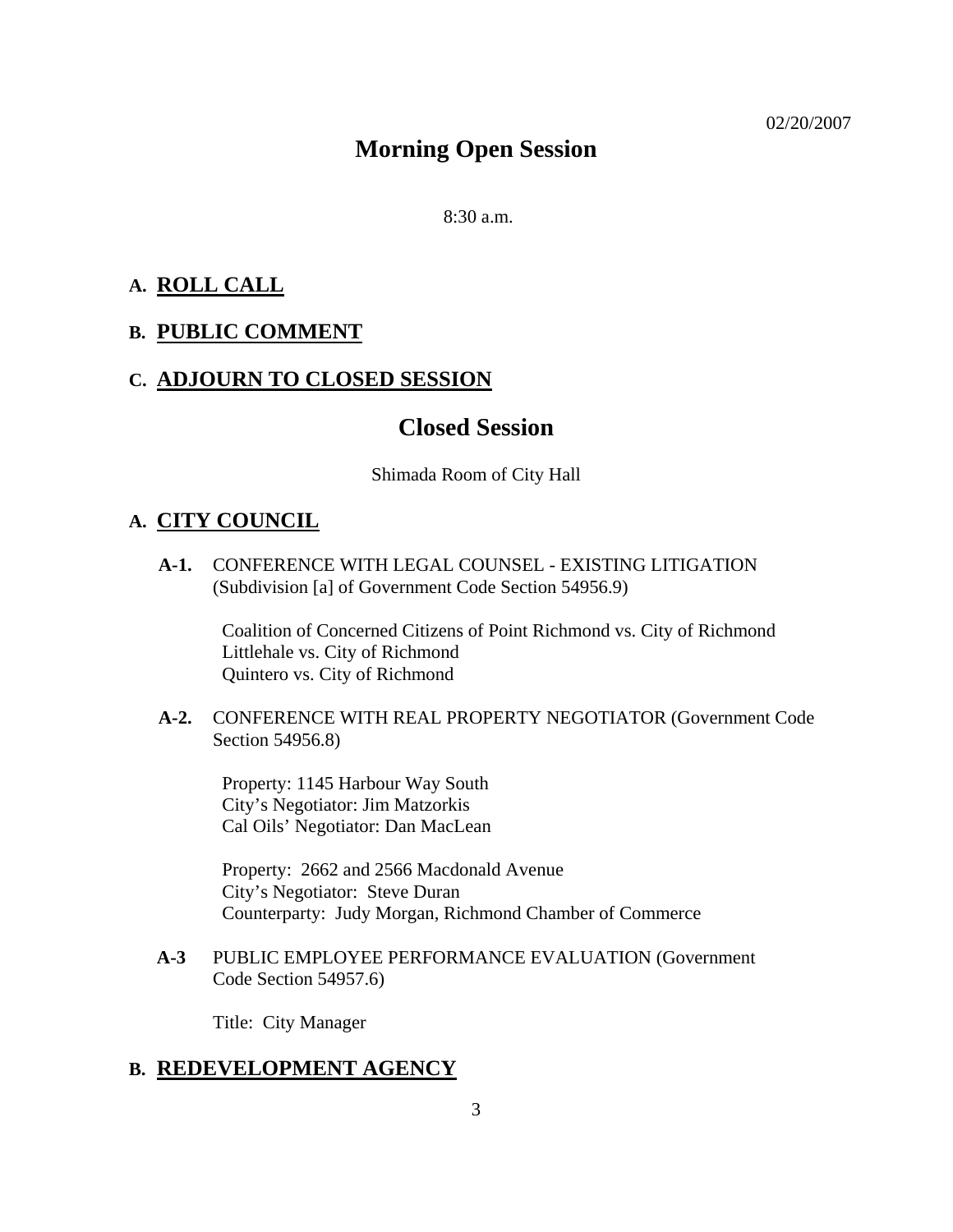02/20/2007

# Morning Open Session

8:30 a.m.

## A. ROLL CALL

## B. PUBLIC COMMENT

## C. ADJOURN TO CLOSED SESSION

# Closed Session

Shimada Room of City Hall

## A. CITY COUNCIL

**A-1.** CONFERENCE WITH LEGAL COUNSEL - EXISTING LITIGATION (Subdivision [a] of Government Code Section 54956.9)

Coalition of Concerned Citizens of Point Richmond vs. City of Richmond
Littlehale vs. City of Richmond
Quintero vs. City of Richmond

**A-2.** CONFERENCE WITH REAL PROPERTY NEGOTIATOR (Government Code Section 54956.8)

Property: 1145 Harbour Way South
City's Negotiator: Jim Matzorkis
Cal Oils' Negotiator: Dan MacLean

Property: 2662 and 2566 Macdonald Avenue
City's Negotiator: Steve Duran
Counterparty: Judy Morgan, Richmond Chamber of Commerce

**A-3** PUBLIC EMPLOYEE PERFORMANCE EVALUATION (Government Code Section 54957.6)

Title: City Manager

## B. REDEVELOPMENT AGENCY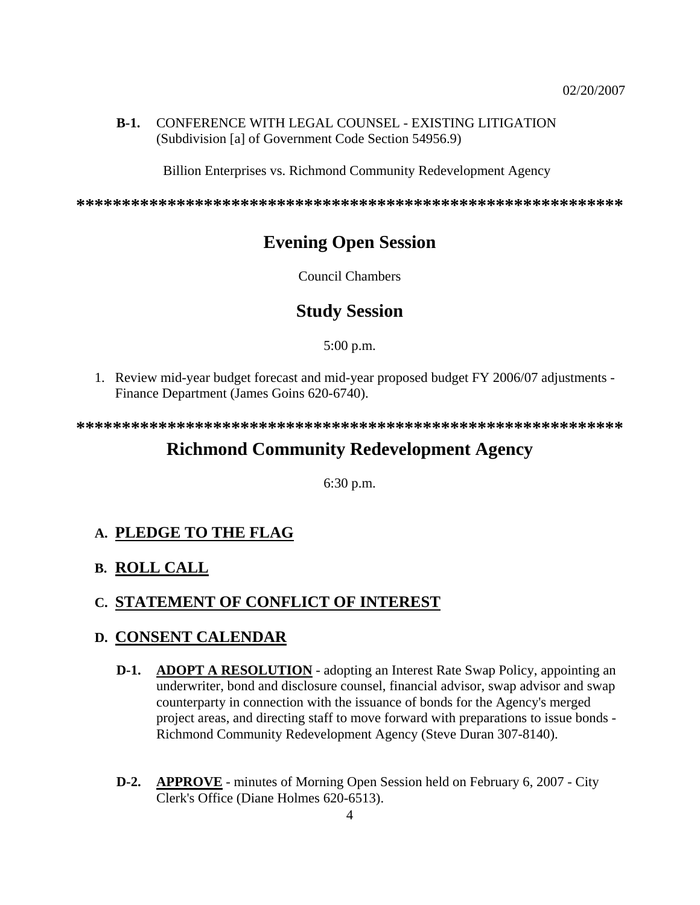**B-1.** CONFERENCE WITH LEGAL COUNSEL - EXISTING LITIGATION (Subdivision [a] of Government Code Section 54956.9)

Billion Enterprises vs. Richmond Community Redevelopment Agency

************************************************************

## Evening Open Session

Council Chambers

## Study Session

5:00 p.m.

1. Review mid-year budget forecast and mid-year proposed budget FY 2006/07 adjustments - Finance Department (James Goins 620-6740).

************************************************************

## Richmond Community Redevelopment Agency

6:30 p.m.

### A. PLEDGE TO THE FLAG

### B. ROLL CALL

### C. STATEMENT OF CONFLICT OF INTEREST

### D. CONSENT CALENDAR

**D-1.** **ADOPT A RESOLUTION** - adopting an Interest Rate Swap Policy, appointing an underwriter, bond and disclosure counsel, financial advisor, swap advisor and swap counterparty in connection with the issuance of bonds for the Agency's merged project areas, and directing staff to move forward with preparations to issue bonds - Richmond Community Redevelopment Agency (Steve Duran 307-8140).

**D-2.** **APPROVE** - minutes of Morning Open Session held on February 6, 2007 - City Clerk's Office (Diane Holmes 620-6513).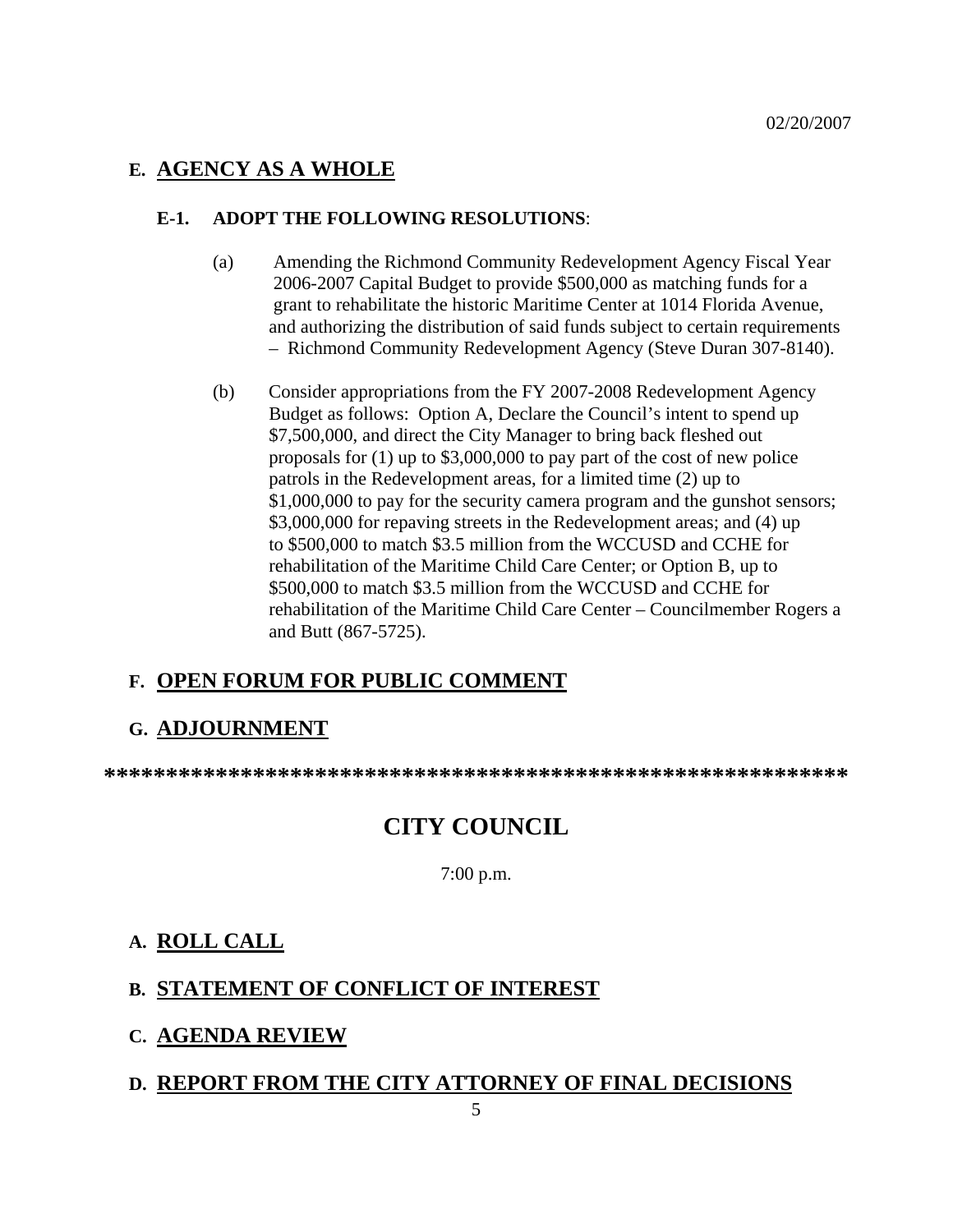02/20/2007

## E. AGENCY AS A WHOLE

### E-1. ADOPT THE FOLLOWING RESOLUTIONS:

(a) Amending the Richmond Community Redevelopment Agency Fiscal Year 2006-2007 Capital Budget to provide $500,000 as matching funds for a grant to rehabilitate the historic Maritime Center at 1014 Florida Avenue, and authorizing the distribution of said funds subject to certain requirements – Richmond Community Redevelopment Agency (Steve Duran 307-8140).

(b) Consider appropriations from the FY 2007-2008 Redevelopment Agency Budget as follows: Option A, Declare the Council's intent to spend up $7,500,000, and direct the City Manager to bring back fleshed out proposals for (1) up to $3,000,000 to pay part of the cost of new police patrols in the Redevelopment areas, for a limited time (2) up to $1,000,000 to pay for the security camera program and the gunshot sensors; $3,000,000 for repaving streets in the Redevelopment areas; and (4) up to $500,000 to match $3.5 million from the WCCUSD and CCHE for rehabilitation of the Maritime Child Care Center; or Option B, up to $500,000 to match $3.5 million from the WCCUSD and CCHE for rehabilitation of the Maritime Child Care Center – Councilmember Rogers a and Butt (867-5725).

## F. OPEN FORUM FOR PUBLIC COMMENT

## G. ADJOURNMENT

**************************************************************

# CITY COUNCIL

7:00 p.m.

## A. ROLL CALL

## B. STATEMENT OF CONFLICT OF INTEREST

## C. AGENDA REVIEW

## D. REPORT FROM THE CITY ATTORNEY OF FINAL DECISIONS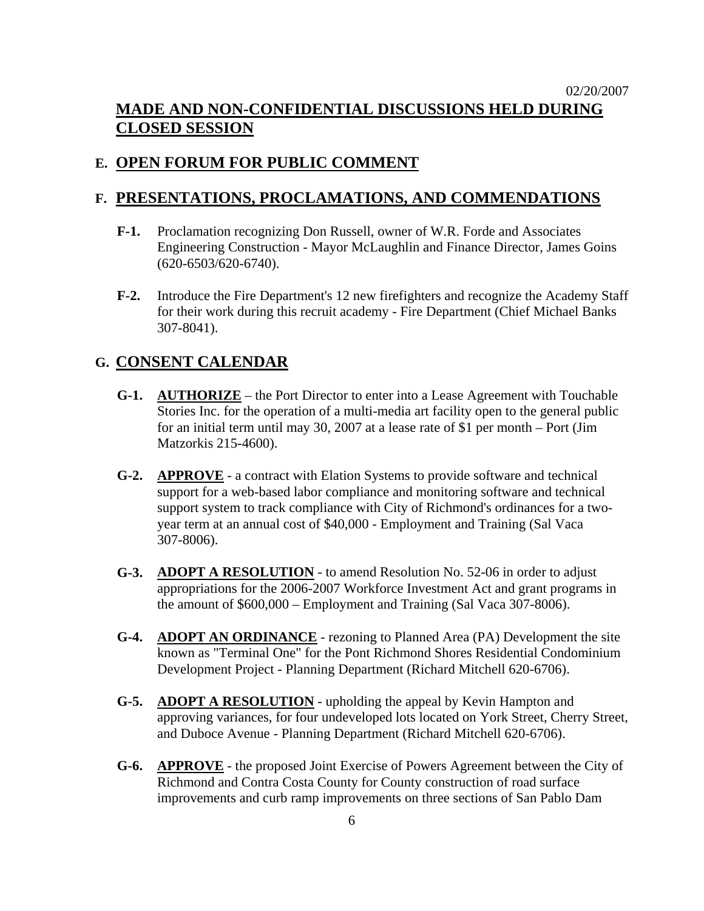02/20/2007

**MADE AND NON-CONFIDENTIAL DISCUSSIONS HELD DURING CLOSED SESSION**

## E. OPEN FORUM FOR PUBLIC COMMENT

## F. PRESENTATIONS, PROCLAMATIONS, AND COMMENDATIONS

**F-1.** Proclamation recognizing Don Russell, owner of W.R. Forde and Associates Engineering Construction - Mayor McLaughlin and Finance Director, James Goins (620-6503/620-6740).

**F-2.** Introduce the Fire Department's 12 new firefighters and recognize the Academy Staff for their work during this recruit academy - Fire Department (Chief Michael Banks 307-8041).

## G. CONSENT CALENDAR

**G-1.** **AUTHORIZE** – the Port Director to enter into a Lease Agreement with Touchable Stories Inc. for the operation of a multi-media art facility open to the general public for an initial term until may 30, 2007 at a lease rate of $1 per month – Port (Jim Matzorkis 215-4600).

**G-2.** **APPROVE** - a contract with Elation Systems to provide software and technical support for a web-based labor compliance and monitoring software and technical support system to track compliance with City of Richmond's ordinances for a two-year term at an annual cost of $40,000 - Employment and Training (Sal Vaca 307-8006).

**G-3.** **ADOPT A RESOLUTION** - to amend Resolution No. 52-06 in order to adjust appropriations for the 2006-2007 Workforce Investment Act and grant programs in the amount of $600,000 – Employment and Training (Sal Vaca 307-8006).

**G-4.** **ADOPT AN ORDINANCE** - rezoning to Planned Area (PA) Development the site known as "Terminal One" for the Pont Richmond Shores Residential Condominium Development Project - Planning Department (Richard Mitchell 620-6706).

**G-5.** **ADOPT A RESOLUTION** - upholding the appeal by Kevin Hampton and approving variances, for four undeveloped lots located on York Street, Cherry Street, and Duboce Avenue - Planning Department (Richard Mitchell 620-6706).

**G-6.** **APPROVE** - the proposed Joint Exercise of Powers Agreement between the City of Richmond and Contra Costa County for County construction of road surface improvements and curb ramp improvements on three sections of San Pablo Dam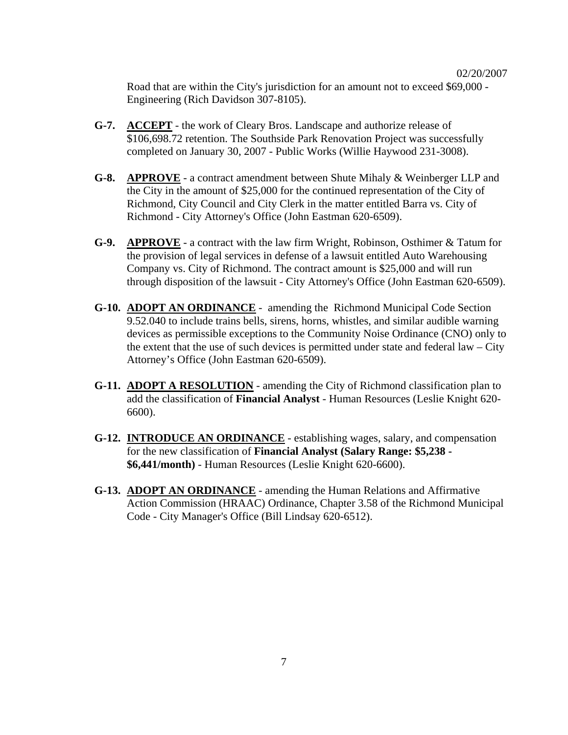Road that are within the City's jurisdiction for an amount not to exceed $69,000 - Engineering (Rich Davidson 307-8105).

**G-7.** **ACCEPT** - the work of Cleary Bros. Landscape and authorize release of $106,698.72 retention. The Southside Park Renovation Project was successfully completed on January 30, 2007 - Public Works (Willie Haywood 231-3008).

**G-8.** **APPROVE** - a contract amendment between Shute Mihaly & Weinberger LLP and the City in the amount of $25,000 for the continued representation of the City of Richmond, City Council and City Clerk in the matter entitled Barra vs. City of Richmond - City Attorney's Office (John Eastman 620-6509).

**G-9.** **APPROVE** - a contract with the law firm Wright, Robinson, Osthimer & Tatum for the provision of legal services in defense of a lawsuit entitled Auto Warehousing Company vs. City of Richmond. The contract amount is $25,000 and will run through disposition of the lawsuit - City Attorney's Office (John Eastman 620-6509).

**G-10.** **ADOPT AN ORDINANCE** - amending the Richmond Municipal Code Section 9.52.040 to include trains bells, sirens, horns, whistles, and similar audible warning devices as permissible exceptions to the Community Noise Ordinance (CNO) only to the extent that the use of such devices is permitted under state and federal law – City Attorney's Office (John Eastman 620-6509).

**G-11.** **ADOPT A RESOLUTION** - amending the City of Richmond classification plan to add the classification of **Financial Analyst** - Human Resources (Leslie Knight 620-6600).

**G-12.** **INTRODUCE AN ORDINANCE** - establishing wages, salary, and compensation for the new classification of **Financial Analyst (Salary Range: $5,238 - $6,441/month)** - Human Resources (Leslie Knight 620-6600).

**G-13.** **ADOPT AN ORDINANCE** - amending the Human Relations and Affirmative Action Commission (HRAAC) Ordinance, Chapter 3.58 of the Richmond Municipal Code - City Manager's Office (Bill Lindsay 620-6512).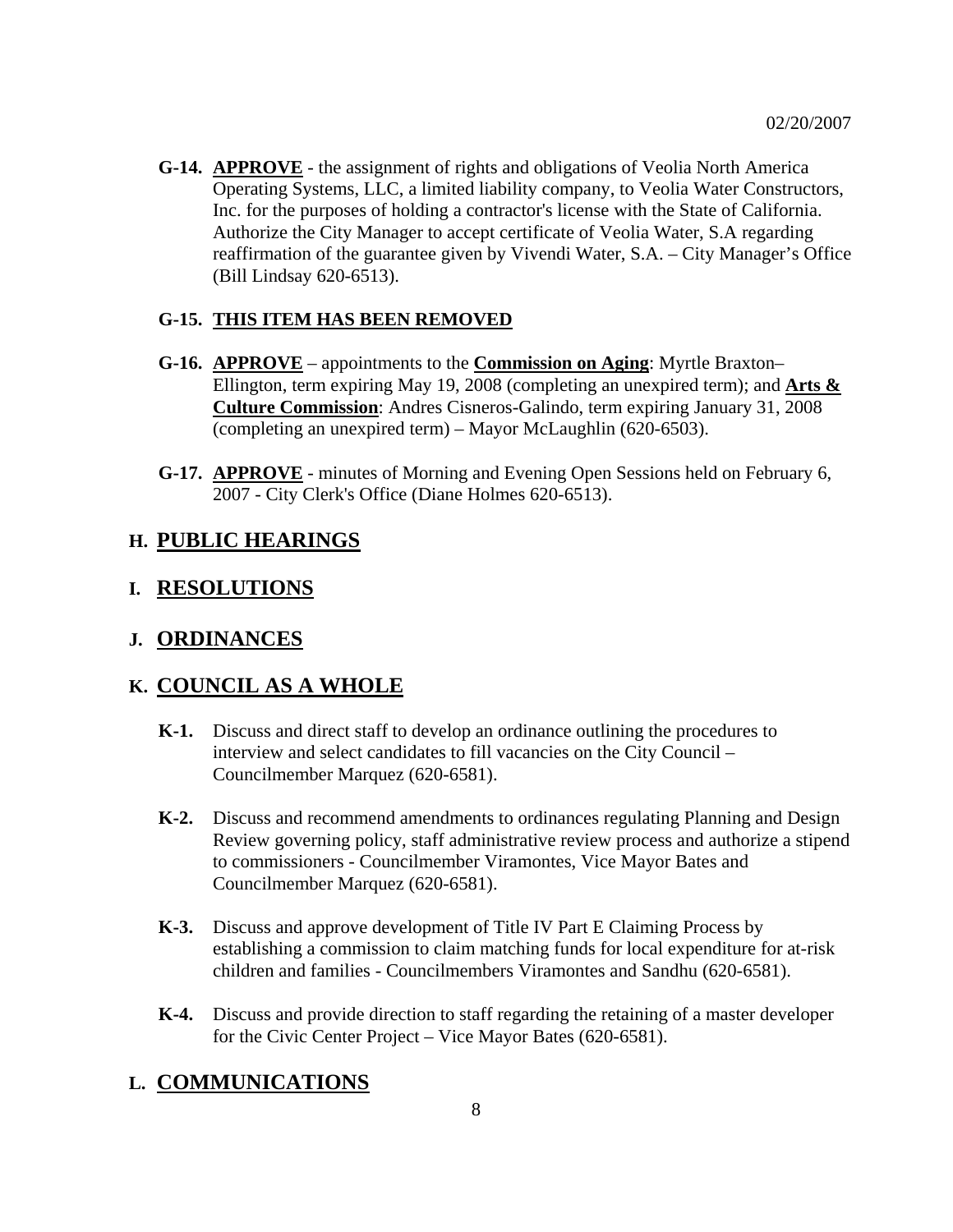02/20/2007

**G-14.** **APPROVE** - the assignment of rights and obligations of Veolia North America Operating Systems, LLC, a limited liability company, to Veolia Water Constructors, Inc. for the purposes of holding a contractor's license with the State of California. Authorize the City Manager to accept certificate of Veolia Water, S.A regarding reaffirmation of the guarantee given by Vivendi Water, S.A. – City Manager's Office (Bill Lindsay 620-6513).

**G-15.** **THIS ITEM HAS BEEN REMOVED**

**G-16.** **APPROVE** – appointments to the **Commission on Aging**: Myrtle Braxton–Ellington, term expiring May 19, 2008 (completing an unexpired term); and **Arts & Culture Commission**: Andres Cisneros-Galindo, term expiring January 31, 2008 (completing an unexpired term) – Mayor McLaughlin (620-6503).

**G-17.** **APPROVE** - minutes of Morning and Evening Open Sessions held on February 6, 2007 - City Clerk's Office (Diane Holmes 620-6513).

## H. PUBLIC HEARINGS

## I. RESOLUTIONS

## J. ORDINANCES

## K. COUNCIL AS A WHOLE

**K-1.** Discuss and direct staff to develop an ordinance outlining the procedures to interview and select candidates to fill vacancies on the City Council – Councilmember Marquez (620-6581).

**K-2.** Discuss and recommend amendments to ordinances regulating Planning and Design Review governing policy, staff administrative review process and authorize a stipend to commissioners - Councilmember Viramontes, Vice Mayor Bates and Councilmember Marquez (620-6581).

**K-3.** Discuss and approve development of Title IV Part E Claiming Process by establishing a commission to claim matching funds for local expenditure for at-risk children and families - Councilmembers Viramontes and Sandhu (620-6581).

**K-4.** Discuss and provide direction to staff regarding the retaining of a master developer for the Civic Center Project – Vice Mayor Bates (620-6581).

## L. COMMUNICATIONS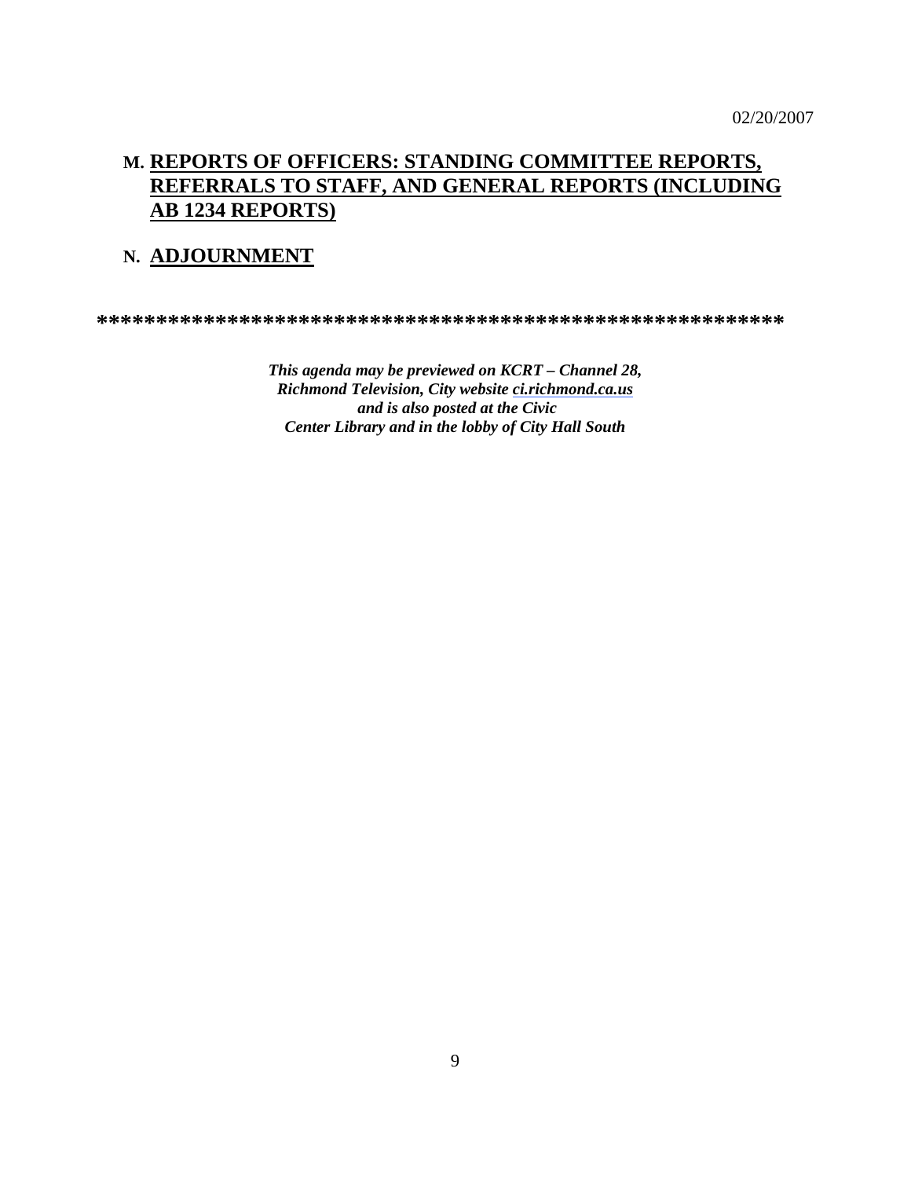02/20/2007

## M. REPORTS OF OFFICERS: STANDING COMMITTEE REPORTS, REFERRALS TO STAFF, AND GENERAL REPORTS (INCLUDING AB 1234 REPORTS)

## N. ADJOURNMENT

**************************************************************

***This agenda may be previewed on KCRT – Channel 28, Richmond Television, City website ci.richmond.ca.us and is also posted at the Civic Center Library and in the lobby of City Hall South***